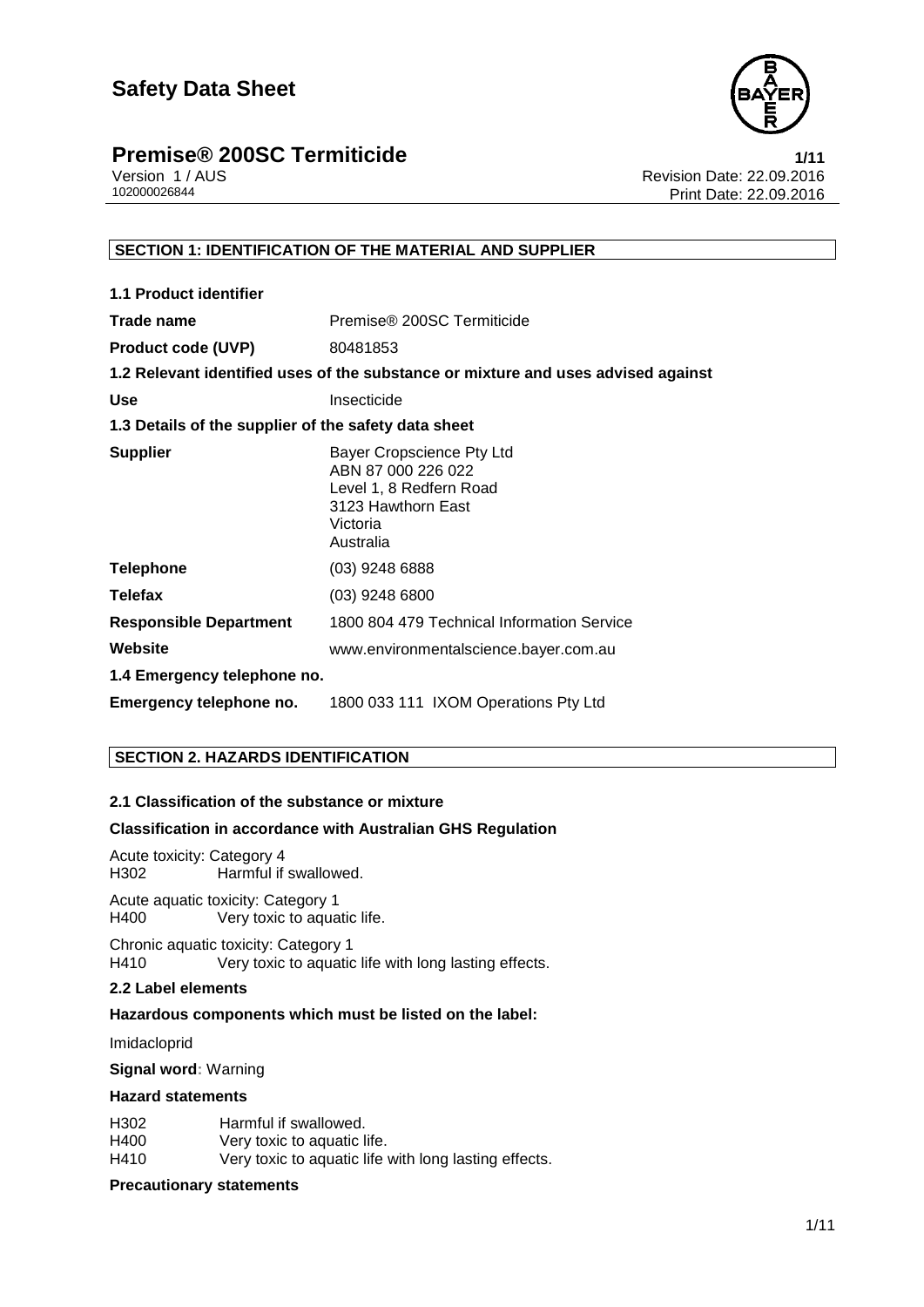# Safety Data Sheet

## Premise® 200SC Termiticide

Version 1 / AUS
102000026844

Revision Date: 22.09.2016
Print Date: 22.09.2016

### SECTION 1: IDENTIFICATION OF THE MATERIAL AND SUPPLIER

**1.1 Product identifier**

| | |
|---|---|
| **Trade name** | Premise® 200SC Termiticide |
| **Product code (UVP)** | 80481853 |

**1.2 Relevant identified uses of the substance or mixture and uses advised against**

| | |
|---|---|
| **Use** | Insecticide |

**1.3 Details of the supplier of the safety data sheet**

| | |
|---|---|
| **Supplier** | Bayer Cropscience Pty Ltd<br>ABN 87 000 226 022<br>Level 1, 8 Redfern Road<br>3123 Hawthorn East<br>Victoria<br>Australia |
| **Telephone** | (03) 9248 6888 |
| **Telefax** | (03) 9248 6800 |
| **Responsible Department** | 1800 804 479 Technical Information Service |
| **Website** | www.environmentalscience.bayer.com.au |

**1.4 Emergency telephone no.**

| | |
|---|---|
| **Emergency telephone no.** | 1800 033 111 IXOM Operations Pty Ltd |

### SECTION 2. HAZARDS IDENTIFICATION

**2.1 Classification of the substance or mixture**

**Classification in accordance with Australian GHS Regulation**

Acute toxicity: Category 4
H302 Harmful if swallowed.

Acute aquatic toxicity: Category 1
H400 Very toxic to aquatic life.

Chronic aquatic toxicity: Category 1
H410 Very toxic to aquatic life with long lasting effects.

**2.2 Label elements**

**Hazardous components which must be listed on the label:**

Imidacloprid

**Signal word:** Warning

**Hazard statements**

H302 Harmful if swallowed.
H400 Very toxic to aquatic life.
H410 Very toxic to aquatic life with long lasting effects.

**Precautionary statements**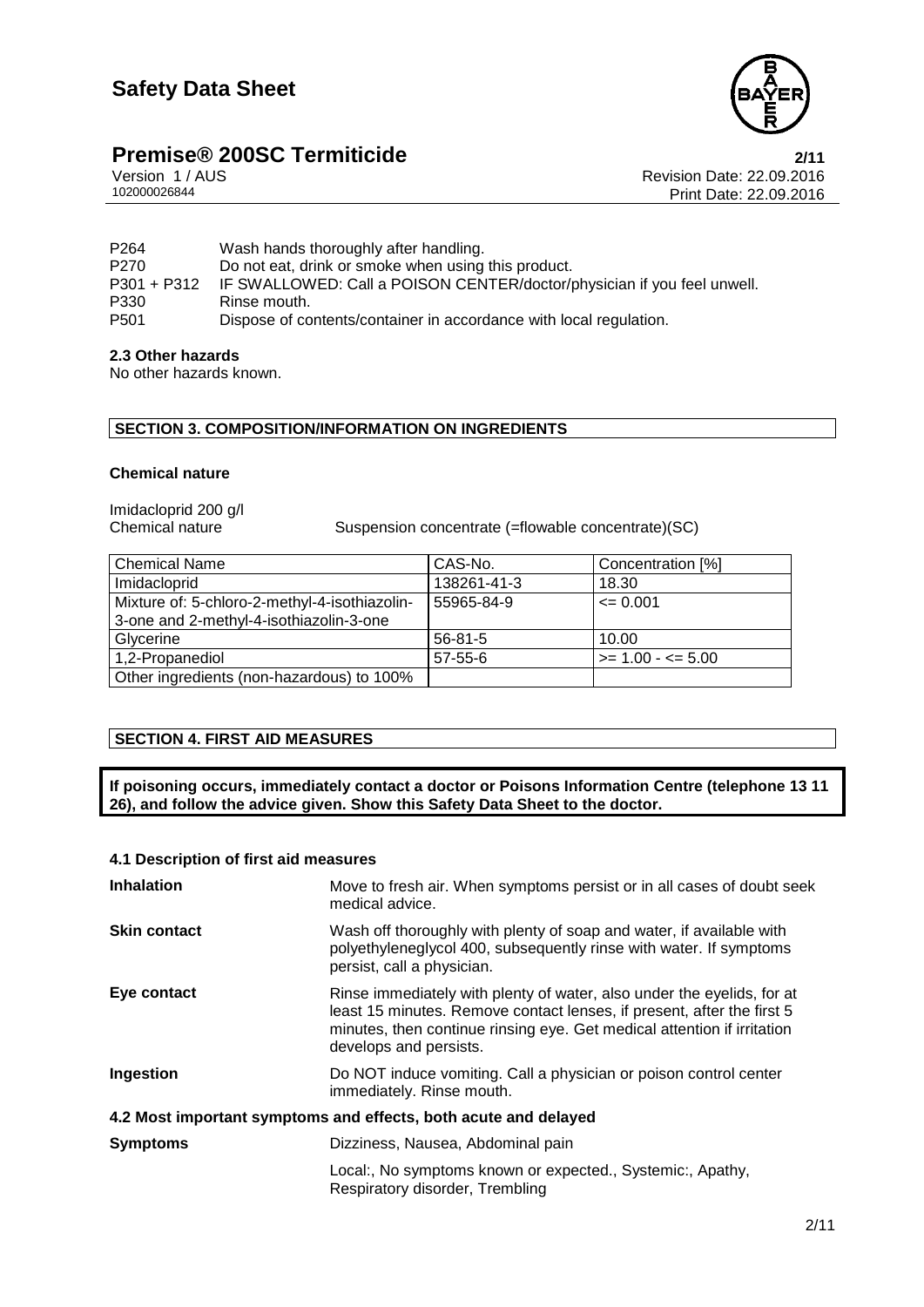P264 Wash hands thoroughly after handling.
P270 Do not eat, drink or smoke when using this product.
P301 + P312 IF SWALLOWED: Call a POISON CENTER/doctor/physician if you feel unwell.
P330 Rinse mouth.
P501 Dispose of contents/container in accordance with local regulation.

**2.3 Other hazards**

No other hazards known.

## SECTION 3. COMPOSITION/INFORMATION ON INGREDIENTS

**Chemical nature**

Imidacloprid 200 g/l
Chemical nature Suspension concentrate (=flowable concentrate)(SC)

| Chemical Name | CAS-No. | Concentration [%] |
|---|---|---|
| Imidacloprid | 138261-41-3 | 18.30 |
| Mixture of: 5-chloro-2-methyl-4-isothiazolin-3-one and 2-methyl-4-isothiazolin-3-one | 55965-84-9 | <= 0.001 |
| Glycerine | 56-81-5 | 10.00 |
| 1,2-Propanediol | 57-55-6 | >= 1.00 - <= 5.00 |
| Other ingredients (non-hazardous) to 100% | | |

## SECTION 4. FIRST AID MEASURES

**If poisoning occurs, immediately contact a doctor or Poisons Information Centre (telephone 13 11 26), and follow the advice given. Show this Safety Data Sheet to the doctor.**

**4.1 Description of first aid measures**

**Inhalation** Move to fresh air. When symptoms persist or in all cases of doubt seek medical advice.

**Skin contact** Wash off thoroughly with plenty of soap and water, if available with polyethyleneglycol 400, subsequently rinse with water. If symptoms persist, call a physician.

**Eye contact** Rinse immediately with plenty of water, also under the eyelids, for at least 15 minutes. Remove contact lenses, if present, after the first 5 minutes, then continue rinsing eye. Get medical attention if irritation develops and persists.

**Ingestion** Do NOT induce vomiting. Call a physician or poison control center immediately. Rinse mouth.

**4.2 Most important symptoms and effects, both acute and delayed**

**Symptoms** Dizziness, Nausea, Abdominal pain

Local:, No symptoms known or expected., Systemic:, Apathy, Respiratory disorder, Trembling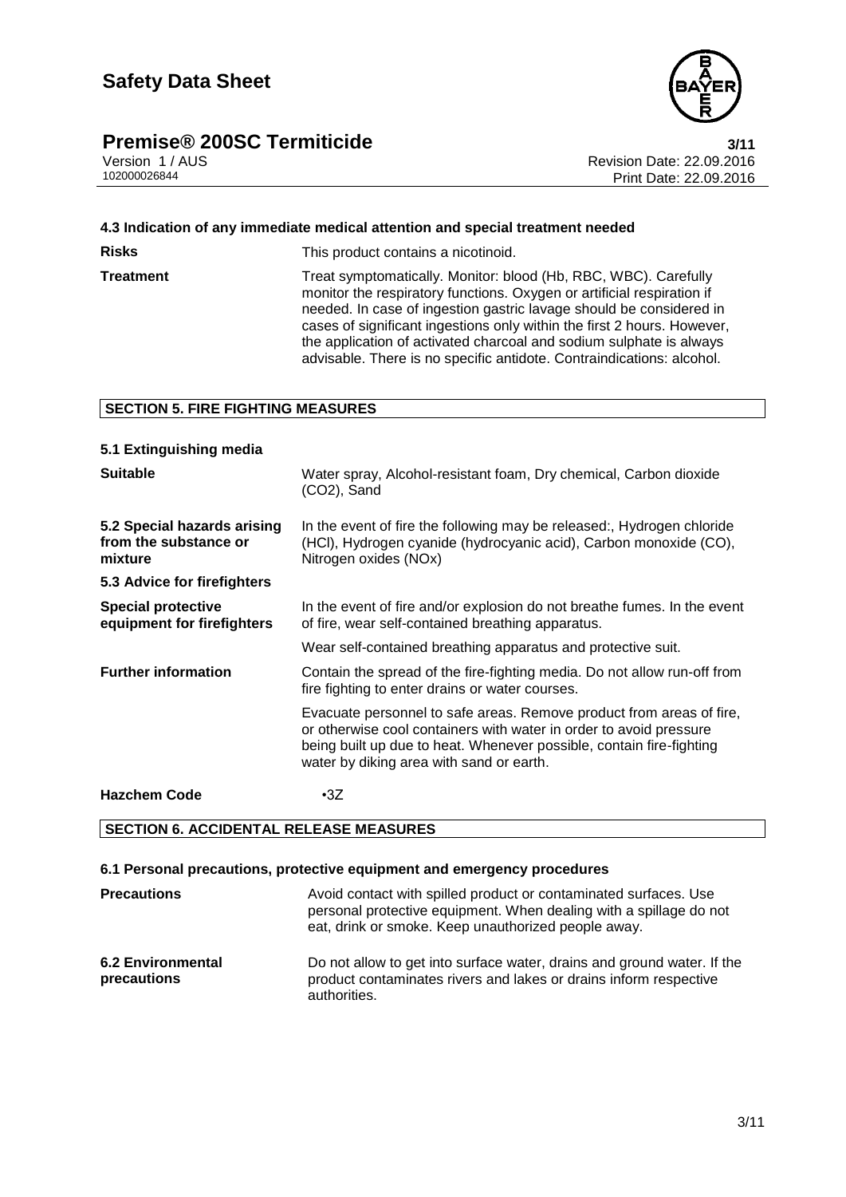#### 4.3 Indication of any immediate medical attention and special treatment needed

| | |
|---|---|
| **Risks** | This product contains a nicotinoid. |
| **Treatment** | Treat symptomatically. Monitor: blood (Hb, RBC, WBC). Carefully monitor the respiratory functions. Oxygen or artificial respiration if needed. In case of ingestion gastric lavage should be considered in cases of significant ingestions only within the first 2 hours. However, the application of activated charcoal and sodium sulphate is always advisable. There is no specific antidote. Contraindications: alcohol. |

## SECTION 5. FIRE FIGHTING MEASURES

#### 5.1 Extinguishing media

| | |
|---|---|
| **Suitable** | Water spray, Alcohol-resistant foam, Dry chemical, Carbon dioxide ($CO_2$), Sand |
| **5.2 Special hazards arising from the substance or mixture** | In the event of fire the following may be released:, Hydrogen chloride (HCl), Hydrogen cyanide (hydrocyanic acid), Carbon monoxide (CO), Nitrogen oxides (NOx) |
| **5.3 Advice for firefighters** | |
| **Special protective equipment for firefighters** | In the event of fire and/or explosion do not breathe fumes. In the event of fire, wear self-contained breathing apparatus.<br><br>Wear self-contained breathing apparatus and protective suit. |
| **Further information** | Contain the spread of the fire-fighting media. Do not allow run-off from fire fighting to enter drains or water courses.<br><br>Evacuate personnel to safe areas. Remove product from areas of fire, or otherwise cool containers with water in order to avoid pressure being built up due to heat. Whenever possible, contain fire-fighting water by diking area with sand or earth. |
| **Hazchem Code** | •3Z |

## SECTION 6. ACCIDENTAL RELEASE MEASURES

#### 6.1 Personal precautions, protective equipment and emergency procedures

| | |
|---|---|
| **Precautions** | Avoid contact with spilled product or contaminated surfaces. Use personal protective equipment. When dealing with a spillage do not eat, drink or smoke. Keep unauthorized people away. |
| **6.2 Environmental precautions** | Do not allow to get into surface water, drains and ground water. If the product contaminates rivers and lakes or drains inform respective authorities. |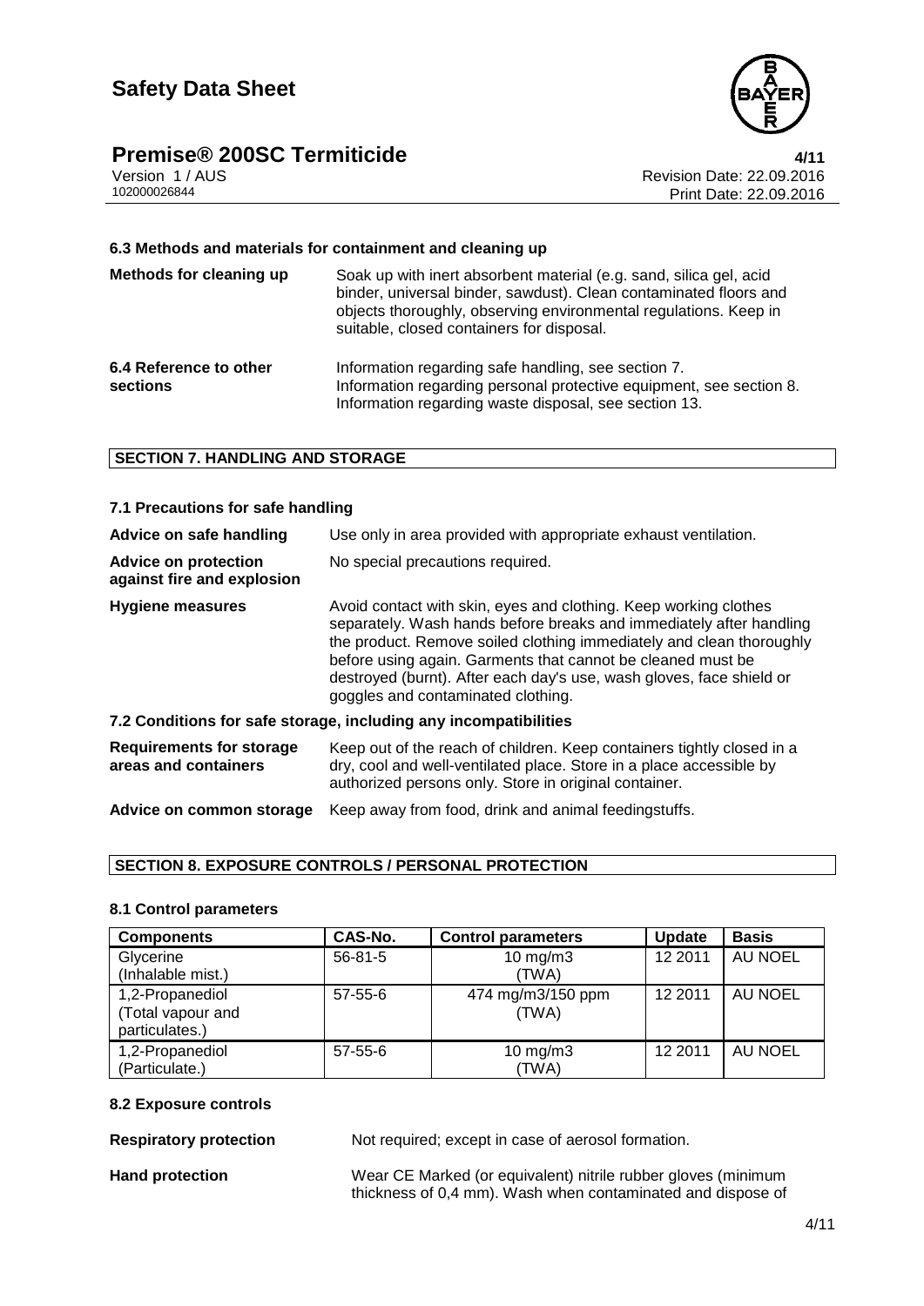### 6.3 Methods and materials for containment and cleaning up

**Methods for cleaning up** Soak up with inert absorbent material (e.g. sand, silica gel, acid binder, universal binder, sawdust). Clean contaminated floors and objects thoroughly, observing environmental regulations. Keep in suitable, closed containers for disposal.

**6.4 Reference to other sections** Information regarding safe handling, see section 7. Information regarding personal protective equipment, see section 8. Information regarding waste disposal, see section 13.

## SECTION 7. HANDLING AND STORAGE

### 7.1 Precautions for safe handling

**Advice on safe handling** Use only in area provided with appropriate exhaust ventilation.

**Advice on protection against fire and explosion** No special precautions required.

**Hygiene measures** Avoid contact with skin, eyes and clothing. Keep working clothes separately. Wash hands before breaks and immediately after handling the product. Remove soiled clothing immediately and clean thoroughly before using again. Garments that cannot be cleaned must be destroyed (burnt). After each day's use, wash gloves, face shield or goggles and contaminated clothing.

### 7.2 Conditions for safe storage, including any incompatibilities

**Requirements for storage areas and containers** Keep out of the reach of children. Keep containers tightly closed in a dry, cool and well-ventilated place. Store in a place accessible by authorized persons only. Store in original container.

**Advice on common storage** Keep away from food, drink and animal feedingstuffs.

## SECTION 8. EXPOSURE CONTROLS / PERSONAL PROTECTION

### 8.1 Control parameters

| Components | CAS-No. | Control parameters | Update | Basis |
|---|---|---|---|---|
| Glycerine (Inhalable mist.) | 56-81-5 | 10 mg/m3 (TWA) | 12 2011 | AU NOEL |
| 1,2-Propanediol (Total vapour and particulates.) | 57-55-6 | 474 mg/m3/150 ppm (TWA) | 12 2011 | AU NOEL |
| 1,2-Propanediol (Particulate.) | 57-55-6 | 10 mg/m3 (TWA) | 12 2011 | AU NOEL |

### 8.2 Exposure controls

**Respiratory protection** Not required; except in case of aerosol formation.

**Hand protection** Wear CE Marked (or equivalent) nitrile rubber gloves (minimum thickness of 0,4 mm). Wash when contaminated and dispose of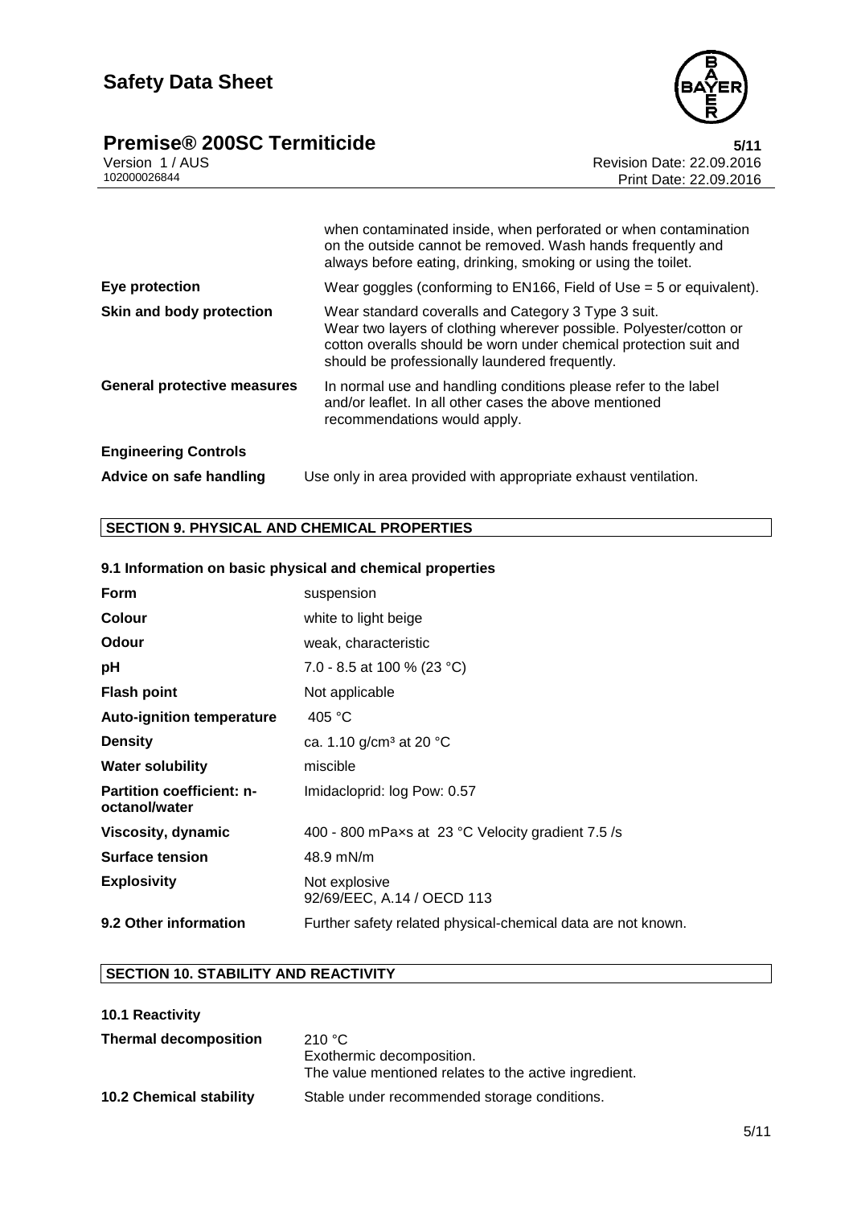| | |
|---|---|
| | when contaminated inside, when perforated or when contamination on the outside cannot be removed. Wash hands frequently and always before eating, drinking, smoking or using the toilet. |
| **Eye protection** | Wear goggles (conforming to EN166, Field of Use = 5 or equivalent). |
| **Skin and body protection** | Wear standard coveralls and Category 3 Type 3 suit. Wear two layers of clothing wherever possible. Polyester/cotton or cotton overalls should be worn under chemical protection suit and should be professionally laundered frequently. |
| **General protective measures** | In normal use and handling conditions please refer to the label and/or leaflet. In all other cases the above mentioned recommendations would apply. |

**Engineering Controls**

| | |
|---|---|
| **Advice on safe handling** | Use only in area provided with appropriate exhaust ventilation. |

## SECTION 9. PHYSICAL AND CHEMICAL PROPERTIES

### 9.1 Information on basic physical and chemical properties

| | |
|---|---|
| **Form** | suspension |
| **Colour** | white to light beige |
| **Odour** | weak, characteristic |
| **pH** | 7.0 - 8.5 at 100 % (23 °C) |
| **Flash point** | Not applicable |
| **Auto-ignition temperature** | 405 °C |
| **Density** | ca. 1.10 g/cm³ at 20 °C |
| **Water solubility** | miscible |
| **Partition coefficient: n-octanol/water** | Imidacloprid: log Pow: 0.57 |
| **Viscosity, dynamic** | 400 - 800 mPa×s at 23 °C Velocity gradient 7.5 /s |
| **Surface tension** | 48.9 mN/m |
| **Explosivity** | Not explosive<br>92/69/EEC, A.14 / OECD 113 |
| **9.2 Other information** | Further safety related physical-chemical data are not known. |

## SECTION 10. STABILITY AND REACTIVITY

### 10.1 Reactivity

| | |
|---|---|
| **Thermal decomposition** | 210 °C<br>Exothermic decomposition.<br>The value mentioned relates to the active ingredient. |
| **10.2 Chemical stability** | Stable under recommended storage conditions. |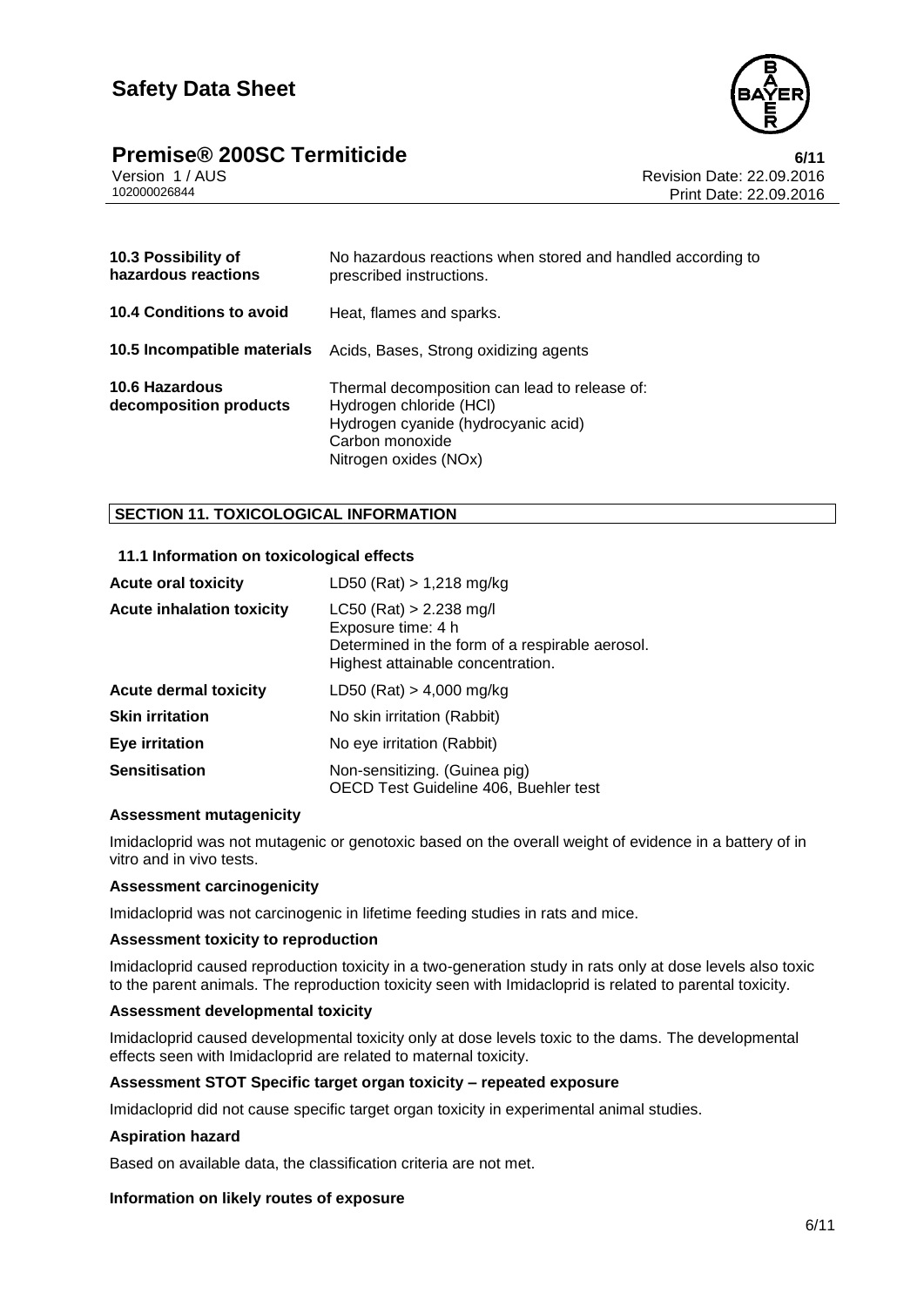| | |
|---|---|
| **10.3 Possibility of hazardous reactions** | No hazardous reactions when stored and handled according to prescribed instructions. |
| **10.4 Conditions to avoid** | Heat, flames and sparks. |
| **10.5 Incompatible materials** | Acids, Bases, Strong oxidizing agents |
| **10.6 Hazardous decomposition products** | Thermal decomposition can lead to release of:<br>Hydrogen chloride (HCl)<br>Hydrogen cyanide (hydrocyanic acid)<br>Carbon monoxide<br>Nitrogen oxides (NOx) |

## SECTION 11. TOXICOLOGICAL INFORMATION

### 11.1 Information on toxicological effects

| | |
|---|---|
| **Acute oral toxicity** | LD50 (Rat) > 1,218 mg/kg |
| **Acute inhalation toxicity** | LC50 (Rat) > 2.238 mg/l<br>Exposure time: 4 h<br>Determined in the form of a respirable aerosol.<br>Highest attainable concentration. |
| **Acute dermal toxicity** | LD50 (Rat) > 4,000 mg/kg |
| **Skin irritation** | No skin irritation (Rabbit) |
| **Eye irritation** | No eye irritation (Rabbit) |
| **Sensitisation** | Non-sensitizing. (Guinea pig)<br>OECD Test Guideline 406, Buehler test |

**Assessment mutagenicity**

Imidacloprid was not mutagenic or genotoxic based on the overall weight of evidence in a battery of in vitro and in vivo tests.

**Assessment carcinogenicity**

Imidacloprid was not carcinogenic in lifetime feeding studies in rats and mice.

**Assessment toxicity to reproduction**

Imidacloprid caused reproduction toxicity in a two-generation study in rats only at dose levels also toxic to the parent animals. The reproduction toxicity seen with Imidacloprid is related to parental toxicity.

**Assessment developmental toxicity**

Imidacloprid caused developmental toxicity only at dose levels toxic to the dams. The developmental effects seen with Imidacloprid are related to maternal toxicity.

**Assessment STOT Specific target organ toxicity – repeated exposure**

Imidacloprid did not cause specific target organ toxicity in experimental animal studies.

**Aspiration hazard**

Based on available data, the classification criteria are not met.

**Information on likely routes of exposure**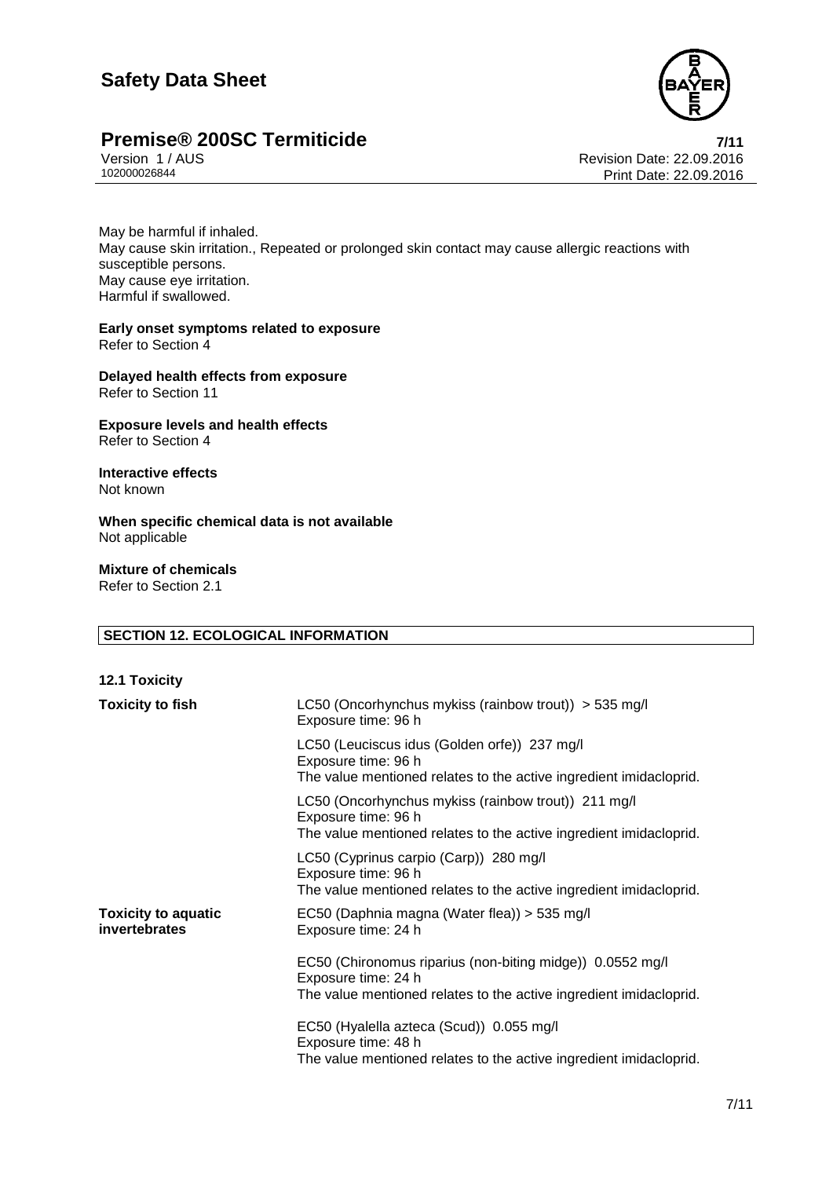May be harmful if inhaled.
May cause skin irritation., Repeated or prolonged skin contact may cause allergic reactions with susceptible persons.
May cause eye irritation.
Harmful if swallowed.

**Early onset symptoms related to exposure**
Refer to Section 4

**Delayed health effects from exposure**
Refer to Section 11

**Exposure levels and health effects**
Refer to Section 4

**Interactive effects**
Not known

**When specific chemical data is not available**
Not applicable

**Mixture of chemicals**
Refer to Section 2.1

## SECTION 12. ECOLOGICAL INFORMATION

### 12.1 Toxicity

| | |
|---|---|
| **Toxicity to fish** | LC50 (Oncorhynchus mykiss (rainbow trout)) > 535 mg/l<br>Exposure time: 96 h |
| | LC50 (Leuciscus idus (Golden orfe)) 237 mg/l<br>Exposure time: 96 h<br>The value mentioned relates to the active ingredient imidacloprid. |
| | LC50 (Oncorhynchus mykiss (rainbow trout)) 211 mg/l<br>Exposure time: 96 h<br>The value mentioned relates to the active ingredient imidacloprid. |
| | LC50 (Cyprinus carpio (Carp)) 280 mg/l<br>Exposure time: 96 h<br>The value mentioned relates to the active ingredient imidacloprid. |
| **Toxicity to aquatic invertebrates** | EC50 (Daphnia magna (Water flea)) > 535 mg/l<br>Exposure time: 24 h |
| | EC50 (Chironomus riparius (non-biting midge)) 0.0552 mg/l<br>Exposure time: 24 h<br>The value mentioned relates to the active ingredient imidacloprid. |
| | EC50 (Hyalella azteca (Scud)) 0.055 mg/l<br>Exposure time: 48 h<br>The value mentioned relates to the active ingredient imidacloprid. |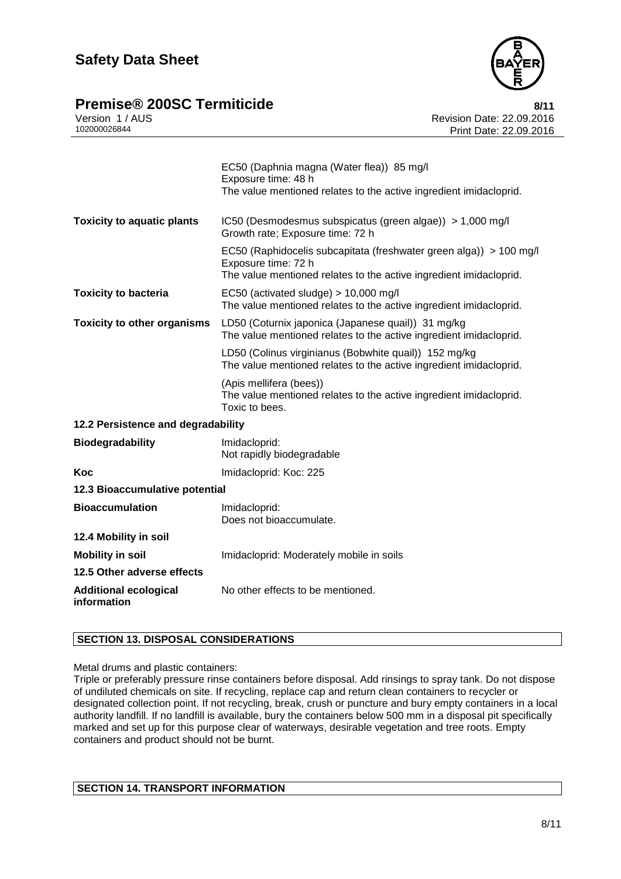| | |
|---|---|
| | EC50 (Daphnia magna (Water flea)) 85 mg/l<br>Exposure time: 48 h<br>The value mentioned relates to the active ingredient imidacloprid. |
| **Toxicity to aquatic plants** | IC50 (Desmodesmus subspicatus (green algae)) > 1,000 mg/l<br>Growth rate; Exposure time: 72 h |
| | EC50 (Raphidocelis subcapitata (freshwater green alga)) > 100 mg/l<br>Exposure time: 72 h<br>The value mentioned relates to the active ingredient imidacloprid. |
| **Toxicity to bacteria** | EC50 (activated sludge) > 10,000 mg/l<br>The value mentioned relates to the active ingredient imidacloprid. |
| **Toxicity to other organisms** | LD50 (Coturnix japonica (Japanese quail)) 31 mg/kg<br>The value mentioned relates to the active ingredient imidacloprid. |
| | LD50 (Colinus virginianus (Bobwhite quail)) 152 mg/kg<br>The value mentioned relates to the active ingredient imidacloprid. |
| | (Apis mellifera (bees))<br>The value mentioned relates to the active ingredient imidacloprid.<br>Toxic to bees. |

**12.2 Persistence and degradability**

| | |
|---|---|
| **Biodegradability** | Imidacloprid:<br>Not rapidly biodegradable |
| **Koc** | Imidacloprid: Koc: 225 |

**12.3 Bioaccumulative potential**

| | |
|---|---|
| **Bioaccumulation** | Imidacloprid:<br>Does not bioaccumulate. |

**12.4 Mobility in soil**

| | |
|---|---|
| **Mobility in soil** | Imidacloprid: Moderately mobile in soils |

**12.5 Other adverse effects**

| | |
|---|---|
| **Additional ecological information** | No other effects to be mentioned. |

## SECTION 13. DISPOSAL CONSIDERATIONS

Metal drums and plastic containers:
Triple or preferably pressure rinse containers before disposal. Add rinsings to spray tank. Do not dispose of undiluted chemicals on site. If recycling, replace cap and return clean containers to recycler or designated collection point. If not recycling, break, crush or puncture and bury empty containers in a local authority landfill. If no landfill is available, bury the containers below 500 mm in a disposal pit specifically marked and set up for this purpose clear of waterways, desirable vegetation and tree roots. Empty containers and product should not be burnt.

## SECTION 14. TRANSPORT INFORMATION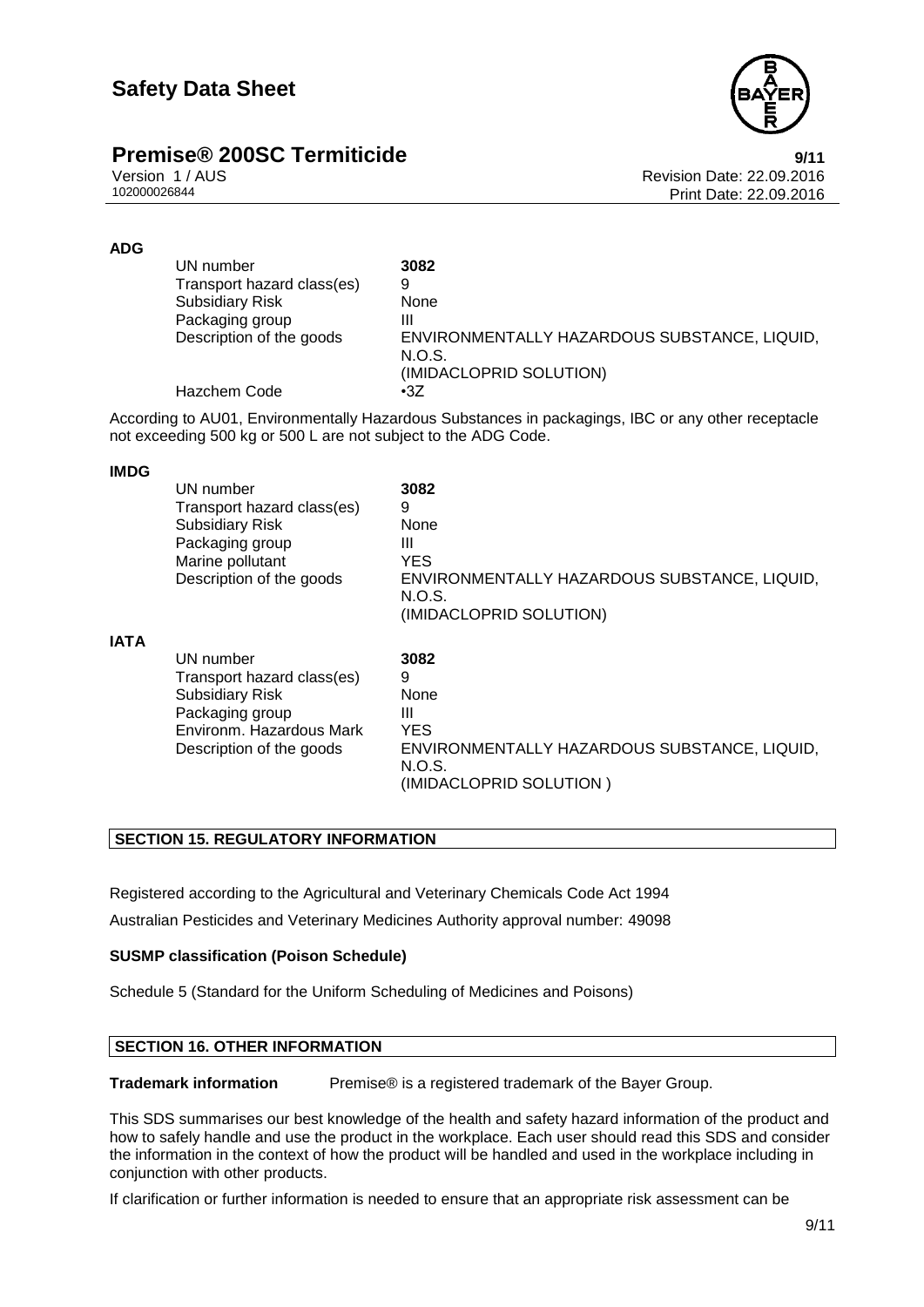**ADG**

| | |
|---|---|
| UN number | **3082** |
| Transport hazard class(es) | 9 |
| Subsidiary Risk | None |
| Packaging group | III |
| Description of the goods | ENVIRONMENTALLY HAZARDOUS SUBSTANCE, LIQUID, N.O.S. (IMIDACLOPRID SOLUTION) |
| Hazchem Code | •3Z |

According to AU01, Environmentally Hazardous Substances in packagings, IBC or any other receptacle not exceeding 500 kg or 500 L are not subject to the ADG Code.

**IMDG**

| | |
|---|---|
| UN number | **3082** |
| Transport hazard class(es) | 9 |
| Subsidiary Risk | None |
| Packaging group | III |
| Marine pollutant | YES |
| Description of the goods | ENVIRONMENTALLY HAZARDOUS SUBSTANCE, LIQUID, N.O.S. (IMIDACLOPRID SOLUTION) |

**IATA**

| | |
|---|---|
| UN number | **3082** |
| Transport hazard class(es) | 9 |
| Subsidiary Risk | None |
| Packaging group | III |
| Environm. Hazardous Mark | YES |
| Description of the goods | ENVIRONMENTALLY HAZARDOUS SUBSTANCE, LIQUID, N.O.S. (IMIDACLOPRID SOLUTION ) |

## SECTION 15. REGULATORY INFORMATION

Registered according to the Agricultural and Veterinary Chemicals Code Act 1994

Australian Pesticides and Veterinary Medicines Authority approval number: 49098

**SUSMP classification (Poison Schedule)**

Schedule 5 (Standard for the Uniform Scheduling of Medicines and Poisons)

## SECTION 16. OTHER INFORMATION

**Trademark information** Premise® is a registered trademark of the Bayer Group.

This SDS summarises our best knowledge of the health and safety hazard information of the product and how to safely handle and use the product in the workplace. Each user should read this SDS and consider the information in the context of how the product will be handled and used in the workplace including in conjunction with other products.

If clarification or further information is needed to ensure that an appropriate risk assessment can be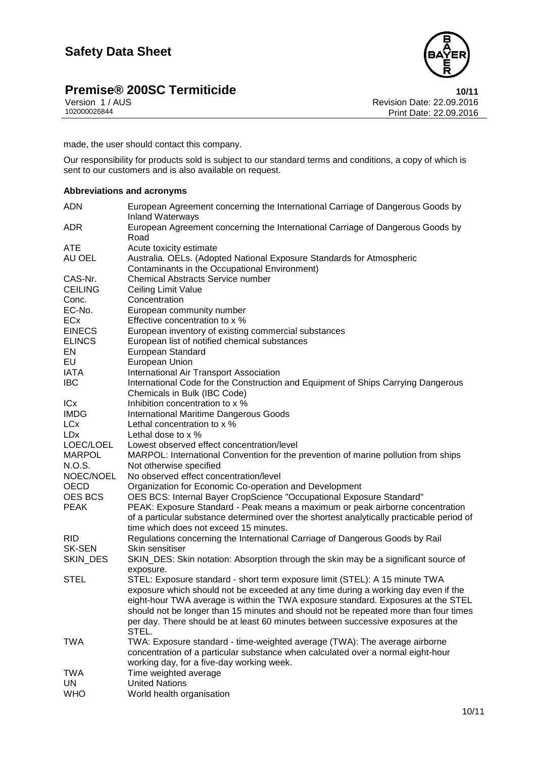made, the user should contact this company.

Our responsibility for products sold is subject to our standard terms and conditions, a copy of which is sent to our customers and is also available on request.

**Abbreviations and acronyms**

| | |
|---|---|
| ADN | European Agreement concerning the International Carriage of Dangerous Goods by Inland Waterways |
| ADR | European Agreement concerning the International Carriage of Dangerous Goods by Road |
| ATE | Acute toxicity estimate |
| AU OEL | Australia. OELs. (Adopted National Exposure Standards for Atmospheric Contaminants in the Occupational Environment) |
| CAS-Nr. | Chemical Abstracts Service number |
| CEILING | Ceiling Limit Value |
| Conc. | Concentration |
| EC-No. | European community number |
| ECx | Effective concentration to x % |
| EINECS | European inventory of existing commercial substances |
| ELINCS | European list of notified chemical substances |
| EN | European Standard |
| EU | European Union |
| IATA | International Air Transport Association |
| IBC | International Code for the Construction and Equipment of Ships Carrying Dangerous Chemicals in Bulk (IBC Code) |
| ICx | Inhibition concentration to x % |
| IMDG | International Maritime Dangerous Goods |
| LCx | Lethal concentration to x % |
| LDx | Lethal dose to x % |
| LOEC/LOEL | Lowest observed effect concentration/level |
| MARPOL | MARPOL: International Convention for the prevention of marine pollution from ships |
| N.O.S. | Not otherwise specified |
| NOEC/NOEL | No observed effect concentration/level |
| OECD | Organization for Economic Co-operation and Development |
| OES BCS | OES BCS: Internal Bayer CropScience "Occupational Exposure Standard" |
| PEAK | PEAK: Exposure Standard - Peak means a maximum or peak airborne concentration of a particular substance determined over the shortest analytically practicable period of time which does not exceed 15 minutes. |
| RID | Regulations concerning the International Carriage of Dangerous Goods by Rail |
| SK-SEN | Skin sensitiser |
| SKIN_DES | SKIN_DES: Skin notation: Absorption through the skin may be a significant source of exposure. |
| STEL | STEL: Exposure standard - short term exposure limit (STEL): A 15 minute TWA exposure which should not be exceeded at any time during a working day even if the eight-hour TWA average is within the TWA exposure standard. Exposures at the STEL should not be longer than 15 minutes and should not be repeated more than four times per day. There should be at least 60 minutes between successive exposures at the STEL. |
| TWA | TWA: Exposure standard - time-weighted average (TWA): The average airborne concentration of a particular substance when calculated over a normal eight-hour working day, for a five-day working week. |
| TWA | Time weighted average |
| UN | United Nations |
| WHO | World health organisation |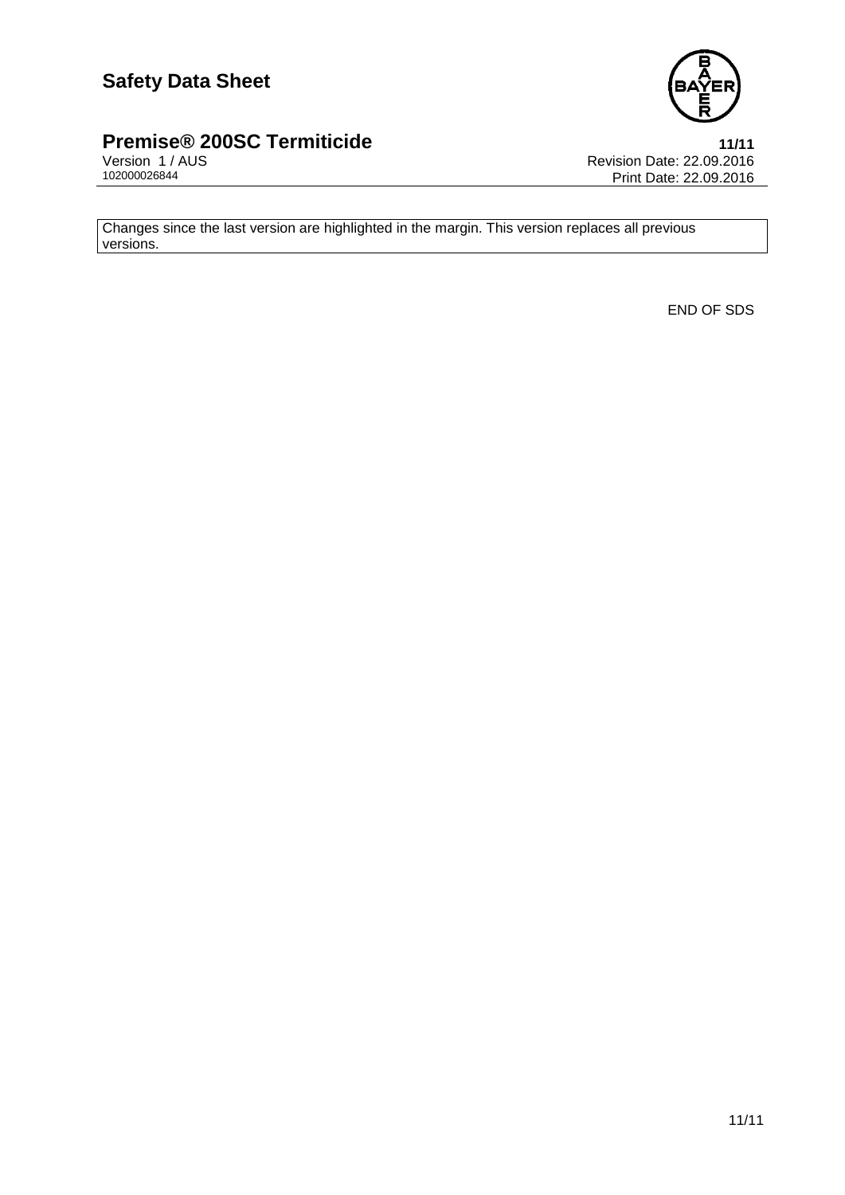Changes since the last version are highlighted in the margin. This version replaces all previous versions.

END OF SDS